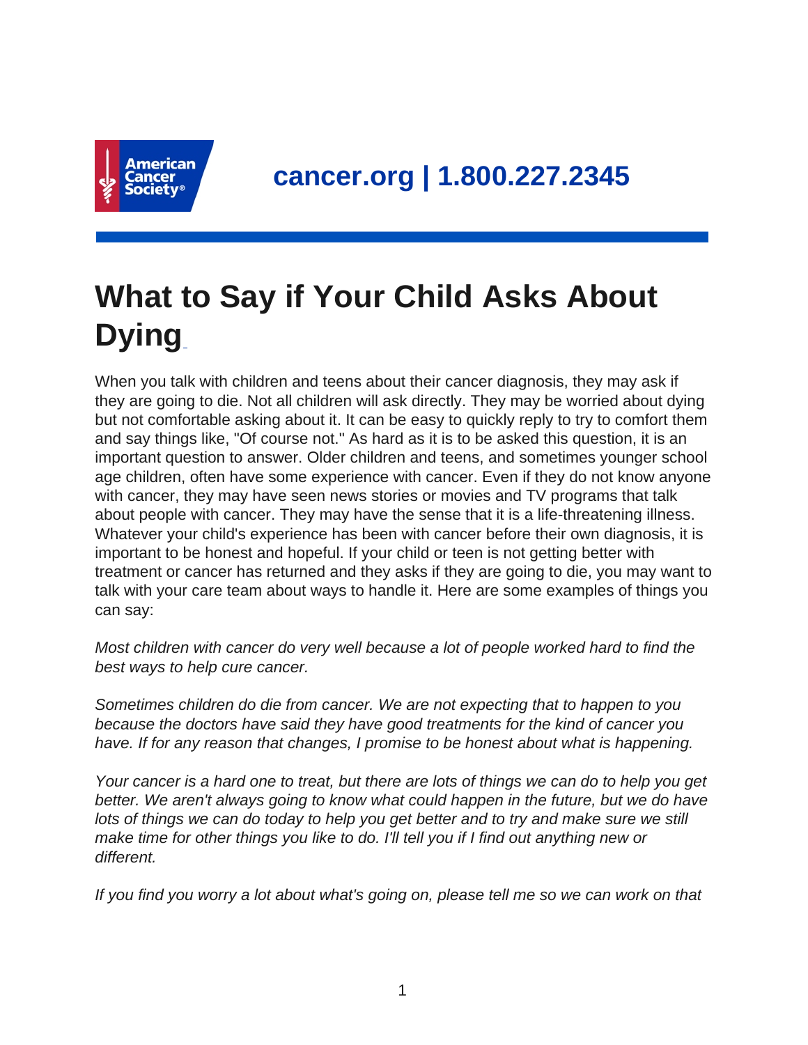cancer.org | 1.800.227.2345

# What to Say if Your Child Asks About Dying

When you talk with children and teens about their cancer diagnosis, they may ask if they are going to die. Not all children will ask directly. They may be worried about dying but not comfortable asking about it. It can be easy to quickly reply to try to comfort them and say things like, "Of course not." As hard as it is to be asked this question, it is an important question to answer. Older children and teens, and sometimes younger school age children, often have some experience with cancer. Even if they do not know anyone with cancer, they may have seen news stories or movies and TV programs that talk about people with cancer. They may have the sense that it is a life-threatening illness. Whatever your child's experience has been with cancer before their own diagnosis, it is important to be honest and hopeful. If your child or teen is not getting better with treatment or cancer has returned and they asks if they are going to die, you may want to talk with your care team about ways to handle it. Here are some examples of things you can say:

*Most children with cancer do very well because a lot of people worked hard to find the best ways to help cure cancer.*

*Sometimes children do die from cancer. We are not expecting that to happen to you because the doctors have said they have good treatments for the kind of cancer you have. If for any reason that changes, I promise to be honest about what is happening.*

*Your cancer is a hard one to treat, but there are lots of things we can do to help you get better. We aren't always going to know what could happen in the future, but we do have lots of things we can do today to help you get better and to try and make sure we still make time for other things you like to do. I'll tell you if I find out anything new or different.*

*If you find you worry a lot about what's going on, please tell me so we can work on that*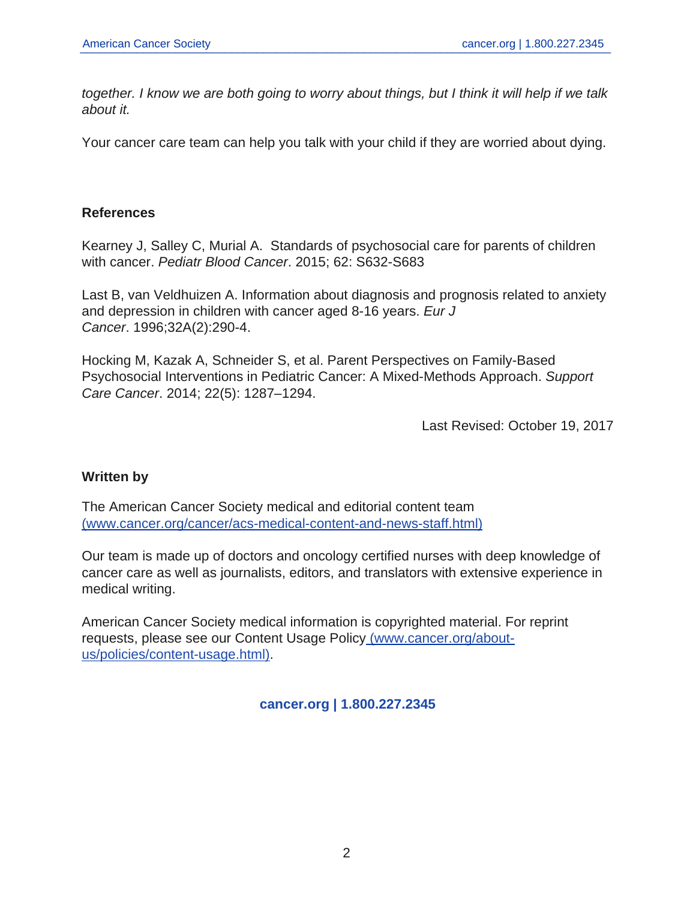*together. I know we are both going to worry about things, but I think it will help if we talk about it.*

Your cancer care team can help you talk with your child if they are worried about dying.

### References

Kearney J, Salley C, Murial A. Standards of psychosocial care for parents of children with cancer. *Pediatr Blood Cancer*. 2015; 62: S632-S683

Last B, van Veldhuizen A. Information about diagnosis and prognosis related to anxiety and depression in children with cancer aged 8-16 years. *Eur J Cancer*. 1996;32A(2):290-4.

Hocking M, Kazak A, Schneider S, et al. Parent Perspectives on Family-Based Psychosocial Interventions in Pediatric Cancer: A Mixed-Methods Approach. *Support Care Cancer*. 2014; 22(5): 1287–1294.

Last Revised: October 19, 2017

### Written by

The American Cancer Society medical and editorial content team (www.cancer.org/cancer/acs-medical-content-and-news-staff.html)

Our team is made up of doctors and oncology certified nurses with deep knowledge of cancer care as well as journalists, editors, and translators with extensive experience in medical writing.

American Cancer Society medical information is copyrighted material. For reprint requests, please see our Content Usage Policy (www.cancer.org/about-us/policies/content-usage.html).

**cancer.org | 1.800.227.2345**